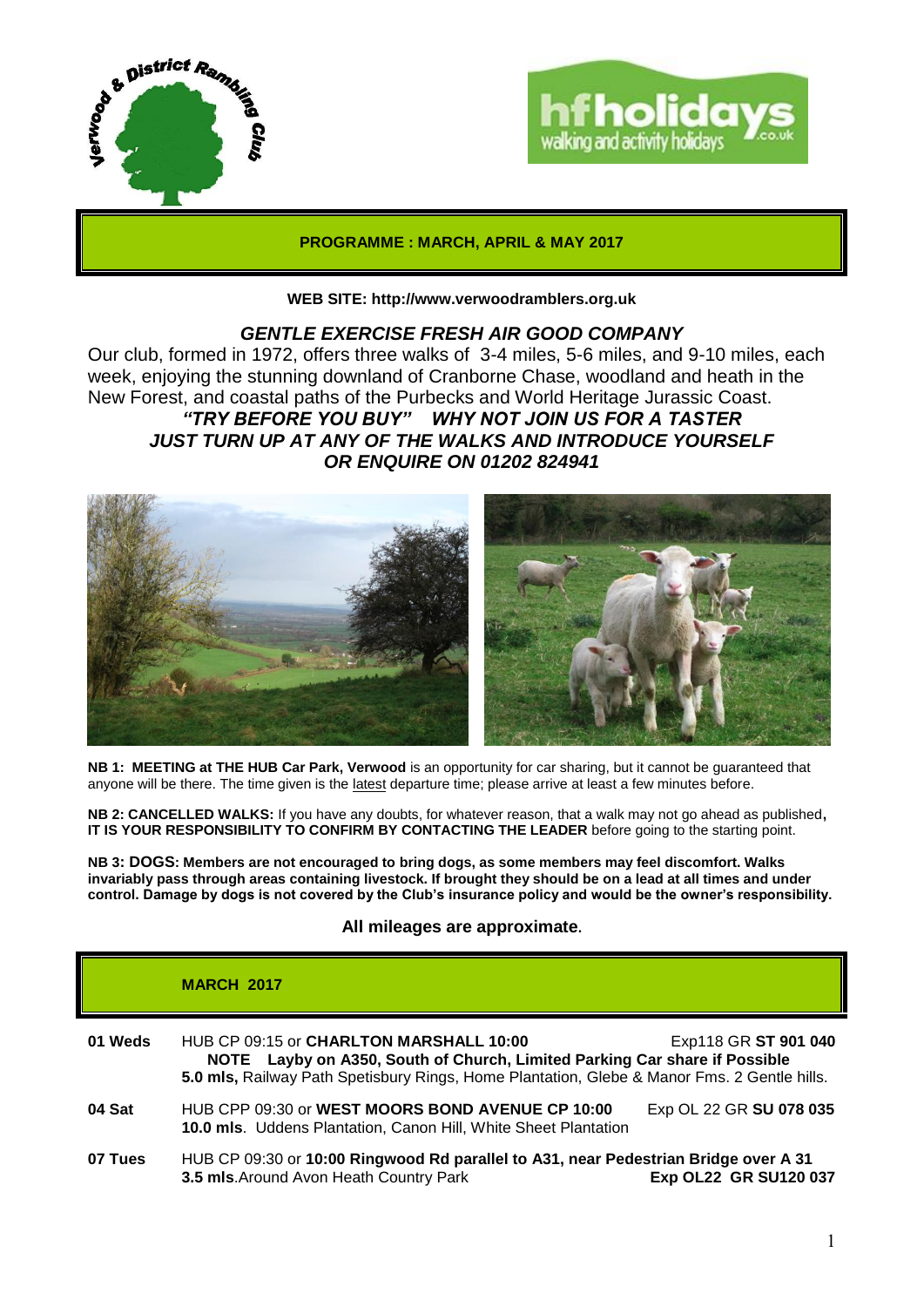## PROGRAMME : MARCH, APRIL & MAY 2017

**WEB SITE: http://www.verwoodramblers.org.uk**

### *GENTLE EXERCISE FRESH AIR GOOD COMPANY*

Our club, formed in 1972, offers three walks of 3-4 miles, 5-6 miles, and 9-10 miles, each week, enjoying the stunning downland of Cranborne Chase, woodland and heath in the New Forest, and coastal paths of the Purbecks and World Heritage Jurassic Coast.

***"TRY BEFORE YOU BUY" WHY NOT JOIN US FOR A TASTER***
***JUST TURN UP AT ANY OF THE WALKS AND INTRODUCE YOURSELF***
***OR ENQUIRE ON 01202 824941***

**NB 1: MEETING at THE HUB Car Park, Verwood** is an opportunity for car sharing, but it cannot be guaranteed that anyone will be there. The time given is the latest departure time; please arrive at least a few minutes before.

**NB 2: CANCELLED WALKS:** If you have any doubts, for whatever reason, that a walk may not go ahead as published**, IT IS YOUR RESPONSIBILITY TO CONFIRM BY CONTACTING THE LEADER** before going to the starting point.

**NB 3: DOGS: Members are not encouraged to bring dogs, as some members may feel discomfort. Walks invariably pass through areas containing livestock. If brought they should be on a lead at all times and under control. Damage by dogs is not covered by the Club's insurance policy and would be the owner's responsibility.**

**All mileages are approximate.**

## MARCH 2017

**01 Weds**
HUB CP 09:15 or **CHARLTON MARSHALL 10:00** — Exp118 GR **ST 901 040**
**NOTE Layby on A350, South of Church, Limited Parking Car share if Possible**
**5.0 mls,** Railway Path Spetisbury Rings, Home Plantation, Glebe & Manor Fms. 2 Gentle hills.

**04 Sat**
HUB CPP 09:30 or **WEST MOORS BOND AVENUE CP 10:00** — Exp OL 22 GR **SU 078 035**
**10.0 mls**. Uddens Plantation, Canon Hill, White Sheet Plantation

**07 Tues**
HUB CP 09:30 or **10:00 Ringwood Rd parallel to A31, near Pedestrian Bridge over A 31** — **Exp OL22 GR SU120 037**
**3.5 mls**.Around Avon Heath Country Park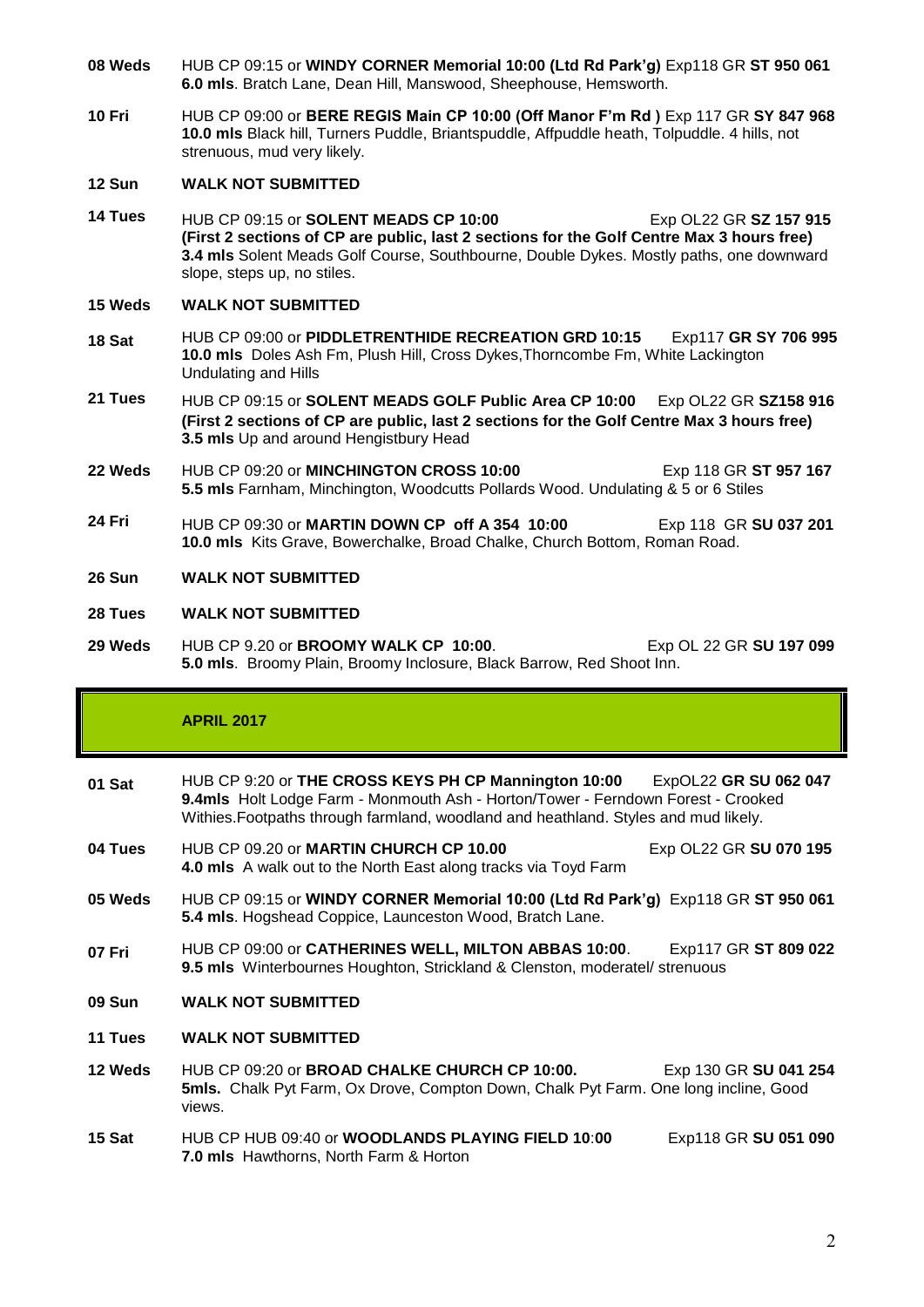**08 Weds** HUB CP 09:15 or **WINDY CORNER Memorial 10:00 (Ltd Rd Park'g)** Exp118 GR **ST 950 061**
**6.0 mls**. Bratch Lane, Dean Hill, Manswood, Sheephouse, Hemsworth.

**10 Fri** HUB CP 09:00 or **BERE REGIS Main CP 10:00 (Off Manor F'm Rd )** Exp 117 GR **SY 847 968**
**10.0 mls** Black hill, Turners Puddle, Briantspuddle, Affpuddle heath, Tolpuddle. 4 hills, not strenuous, mud very likely.

**12 Sun** **WALK NOT SUBMITTED**

**14 Tues** HUB CP 09:15 or **SOLENT MEADS CP 10:00** Exp OL22 GR **SZ 157 915**
**(First 2 sections of CP are public, last 2 sections for the Golf Centre Max 3 hours free)**
**3.4 mls** Solent Meads Golf Course, Southbourne, Double Dykes. Mostly paths, one downward slope, steps up, no stiles.

**15 Weds** **WALK NOT SUBMITTED**

**18 Sat** HUB CP 09:00 or **PIDDLETRENTHIDE RECREATION GRD 10:15** Exp117 **GR SY 706 995**
**10.0 mls** Doles Ash Fm, Plush Hill, Cross Dykes,Thorncombe Fm, White Lackington
Undulating and Hills

**21 Tues** HUB CP 09:15 or **SOLENT MEADS GOLF Public Area CP 10:00** Exp OL22 GR **SZ158 916**
**(First 2 sections of CP are public, last 2 sections for the Golf Centre Max 3 hours free)**
**3.5 mls** Up and around Hengistbury Head

**22 Weds** HUB CP 09:20 or **MINCHINGTON CROSS 10:00** Exp 118 GR **ST 957 167**
**5.5 mls** Farnham, Minchington, Woodcutts Pollards Wood. Undulating & 5 or 6 Stiles

**24 Fri** HUB CP 09:30 or **MARTIN DOWN CP off A 354 10:00** Exp 118 GR **SU 037 201**
**10.0 mls** Kits Grave, Bowerchalke, Broad Chalke, Church Bottom, Roman Road.

**26 Sun** **WALK NOT SUBMITTED**

**28 Tues** **WALK NOT SUBMITTED**

**29 Weds** HUB CP 9.20 or **BROOMY WALK CP 10:00**. Exp OL 22 GR **SU 197 099**
**5.0 mls**. Broomy Plain, Broomy Inclosure, Black Barrow, Red Shoot Inn.

## APRIL 2017

**01 Sat** HUB CP 9:20 or **THE CROSS KEYS PH CP Mannington 10:00** ExpOL22 **GR SU 062 047**
**9.4mls** Holt Lodge Farm - Monmouth Ash - Horton/Tower - Ferndown Forest - Crooked Withies.Footpaths through farmland, woodland and heathland. Styles and mud likely.

**04 Tues** HUB CP 09.20 or **MARTIN CHURCH CP 10.00** Exp OL22 GR **SU 070 195**
**4.0 mls** A walk out to the North East along tracks via Toyd Farm

**05 Weds** HUB CP 09:15 or **WINDY CORNER Memorial 10:00 (Ltd Rd Park'g)** Exp118 GR **ST 950 061**
**5.4 mls**. Hogshead Coppice, Launceston Wood, Bratch Lane.

**07 Fri** HUB CP 09:00 or **CATHERINES WELL, MILTON ABBAS 10:00**. Exp117 GR **ST 809 022**
**9.5 mls** Winterbournes Houghton, Strickland & Clenston, moderatel/ strenuous

**09 Sun** **WALK NOT SUBMITTED**

**11 Tues** **WALK NOT SUBMITTED**

**12 Weds** HUB CP 09:20 or **BROAD CHALKE CHURCH CP 10:00.** Exp 130 GR **SU 041 254**
**5mls.** Chalk Pyt Farm, Ox Drove, Compton Down, Chalk Pyt Farm. One long incline, Good views.

**15 Sat** HUB CP HUB 09:40 or **WOODLANDS PLAYING FIELD 10**:**00** Exp118 GR **SU 051 090**
**7.0 mls** Hawthorns, North Farm & Horton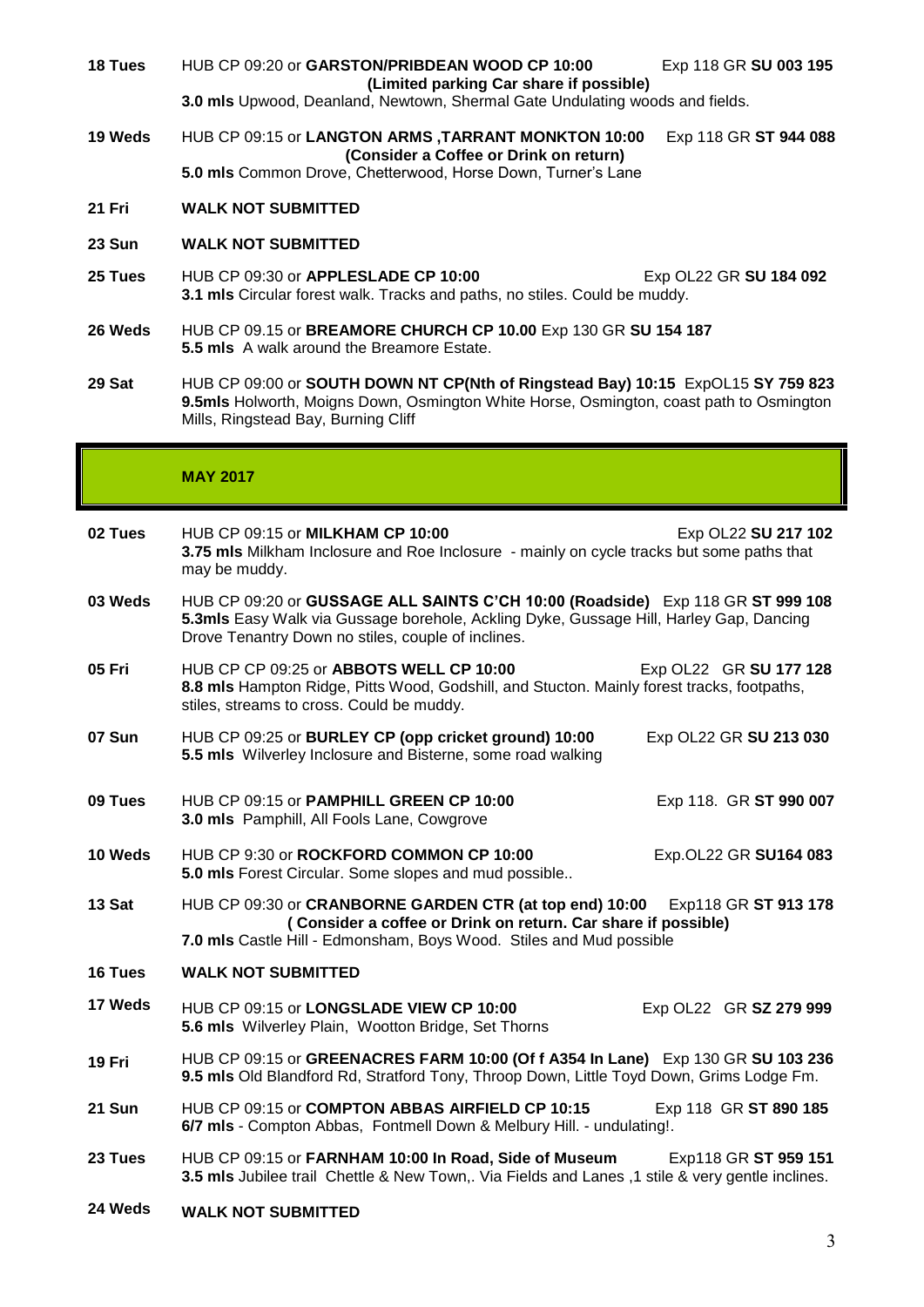**18 Tues** HUB CP 09:20 or **GARSTON/PRIBDEAN WOOD CP 10:00** Exp 118 GR **SU 003 195**
**(Limited parking Car share if possible)**
**3.0 mls** Upwood, Deanland, Newtown, Shermal Gate Undulating woods and fields.

**19 Weds** HUB CP 09:15 or **LANGTON ARMS ,TARRANT MONKTON 10:00** Exp 118 GR **ST 944 088**
**(Consider a Coffee or Drink on return)**
**5.0 mls** Common Drove, Chetterwood, Horse Down, Turner's Lane

**21 Fri** **WALK NOT SUBMITTED**

**23 Sun** **WALK NOT SUBMITTED**

**25 Tues** HUB CP 09:30 or **APPLESLADE CP 10:00** Exp OL22 GR **SU 184 092**
**3.1 mls** Circular forest walk. Tracks and paths, no stiles. Could be muddy.

**26 Weds** HUB CP 09.15 or **BREAMORE CHURCH CP 10.00** Exp 130 GR **SU 154 187**
**5.5 mls** A walk around the Breamore Estate.

**29 Sat** HUB CP 09:00 or **SOUTH DOWN NT CP(Nth of Ringstead Bay) 10:15** ExpOL15 **SY 759 823**
**9.5mls** Holworth, Moigns Down, Osmington White Horse, Osmington, coast path to Osmington Mills, Ringstead Bay, Burning Cliff

## MAY 2017

**02 Tues** HUB CP 09:15 or **MILKHAM CP 10:00** Exp OL22 **SU 217 102**
**3.75 mls** Milkham Inclosure and Roe Inclosure - mainly on cycle tracks but some paths that may be muddy.

**03 Weds** HUB CP 09:20 or **GUSSAGE ALL SAINTS C'CH 10:00 (Roadside)** Exp 118 GR **ST 999 108**
**5.3mls** Easy Walk via Gussage borehole, Ackling Dyke, Gussage Hill, Harley Gap, Dancing Drove Tenantry Down no stiles, couple of inclines.

**05 Fri** HUB CP CP 09:25 or **ABBOTS WELL CP 10:00** Exp OL22 GR **SU 177 128**
**8.8 mls** Hampton Ridge, Pitts Wood, Godshill, and Stucton. Mainly forest tracks, footpaths, stiles, streams to cross. Could be muddy.

**07 Sun** HUB CP 09:25 or **BURLEY CP (opp cricket ground) 10:00** Exp OL22 GR **SU 213 030**
**5.5 mls** Wilverley Inclosure and Bisterne, some road walking

**09 Tues** HUB CP 09:15 or **PAMPHILL GREEN CP 10:00** Exp 118. GR **ST 990 007**
**3.0 mls** Pamphill, All Fools Lane, Cowgrove

**10 Weds** HUB CP 9:30 or **ROCKFORD COMMON CP 10:00** Exp.OL22 GR **SU164 083**
**5.0 mls** Forest Circular. Some slopes and mud possible..

**13 Sat** HUB CP 09:30 or **CRANBORNE GARDEN CTR (at top end) 10:00** Exp118 GR **ST 913 178**
**( Consider a coffee or Drink on return. Car share if possible)**
**7.0 mls** Castle Hill - Edmonsham, Boys Wood. Stiles and Mud possible

**16 Tues** **WALK NOT SUBMITTED**

**17 Weds** HUB CP 09:15 or **LONGSLADE VIEW CP 10:00** Exp OL22 GR **SZ 279 999**
**5.6 mls** Wilverley Plain, Wootton Bridge, Set Thorns

**19 Fri** HUB CP 09:15 or **GREENACRES FARM 10:00 (Of f A354 In Lane)** Exp 130 GR **SU 103 236**
**9.5 mls** Old Blandford Rd, Stratford Tony, Throop Down, Little Toyd Down, Grims Lodge Fm.

**21 Sun** HUB CP 09:15 or **COMPTON ABBAS AIRFIELD CP 10:15** Exp 118 GR **ST 890 185**
**6/7 mls** - Compton Abbas, Fontmell Down & Melbury Hill. - undulating!.

**23 Tues** HUB CP 09:15 or **FARNHAM 10:00 In Road, Side of Museum** Exp118 GR **ST 959 151**
**3.5 mls** Jubilee trail Chettle & New Town,. Via Fields and Lanes ,1 stile & very gentle inclines.

**24 Weds** **WALK NOT SUBMITTED**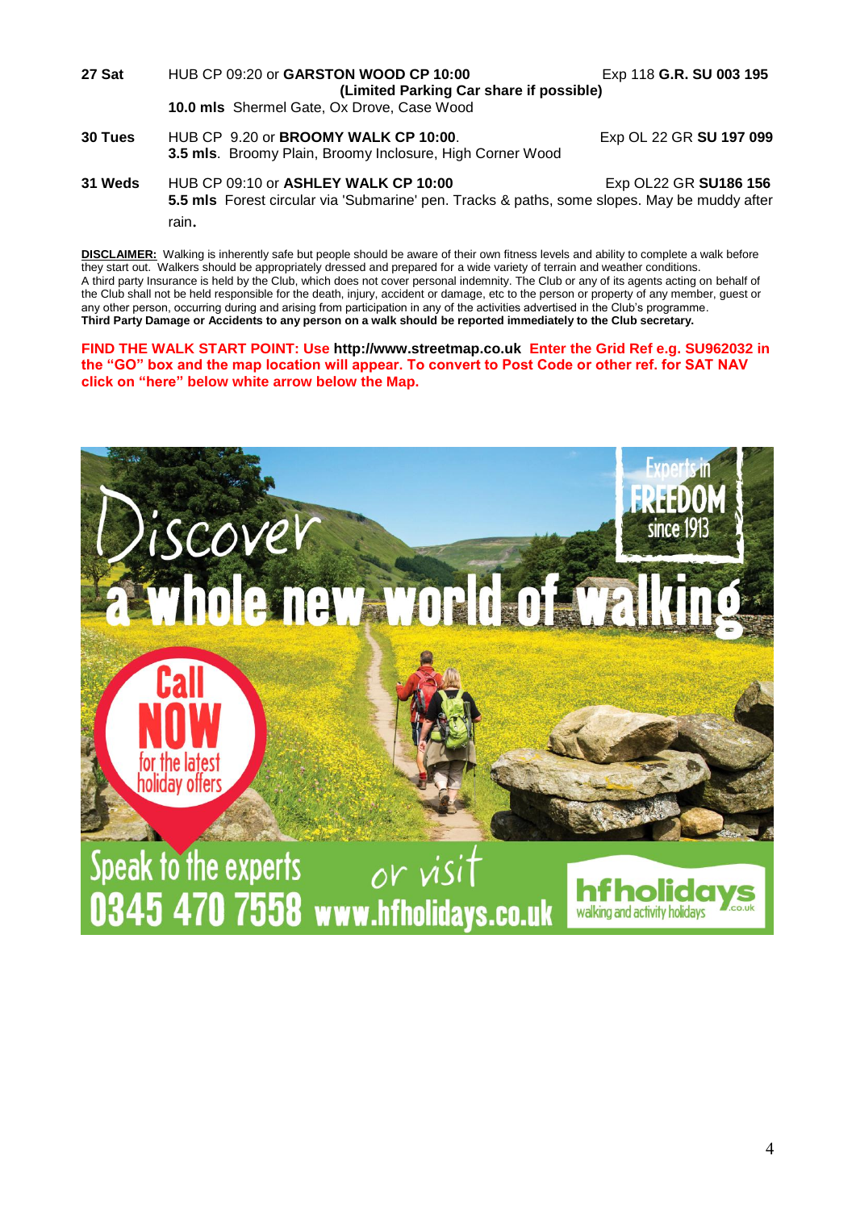**27 Sat** HUB CP 09:20 or **GARSTON WOOD CP 10:00** Exp 118 **G.R. SU 003 195**
**(Limited Parking Car share if possible)**
**10.0 mls** Shermel Gate, Ox Drove, Case Wood

**30 Tues** HUB CP 9.20 or **BROOMY WALK CP 10:00**. Exp OL 22 GR **SU 197 099**
**3.5 mls**. Broomy Plain, Broomy Inclosure, High Corner Wood

**31 Weds** HUB CP 09:10 or **ASHLEY WALK CP 10:00** Exp OL22 GR **SU186 156**
**5.5 mls** Forest circular via 'Submarine' pen. Tracks & paths, some slopes. May be muddy after rain**.**

**DISCLAIMER:** Walking is inherently safe but people should be aware of their own fitness levels and ability to complete a walk before they start out. Walkers should be appropriately dressed and prepared for a wide variety of terrain and weather conditions.
A third party Insurance is held by the Club, which does not cover personal indemnity. The Club or any of its agents acting on behalf of the Club shall not be held responsible for the death, injury, accident or damage, etc to the person or property of any member, guest or any other person, occurring during and arising from participation in any of the activities advertised in the Club's programme.
**Third Party Damage or Accidents to any person on a walk should be reported immediately to the Club secretary.**

**FIND THE WALK START POINT: Use http://www.streetmap.co.uk Enter the Grid Ref e.g. SU962032 in the "GO" box and the map location will appear. To convert to Post Code or other ref. for SAT NAV click on "here" below white arrow below the Map.**

Discover a whole new world of walking

Experts in FREEDOM since 1913

Call NOW for the latest holiday offers

Speak to the experts 0345 470 7558 or visit www.hfholidays.co.uk

hfholidays.co.uk walking and activity holidays